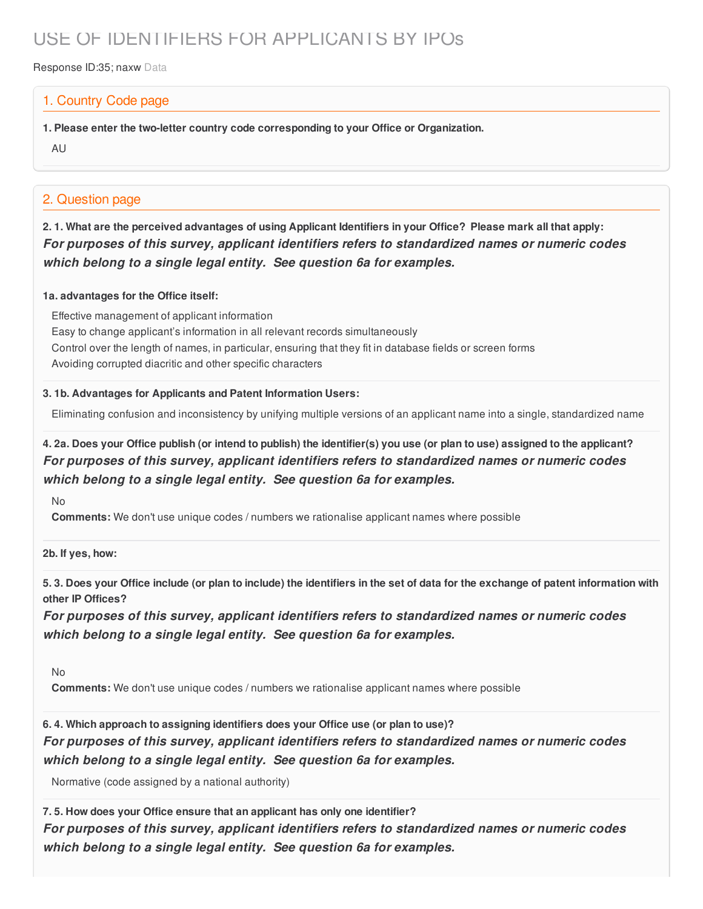# USE OF IDENTIFIERS FOR APPLICANTS BY IPOs

Response ID:35; naxw Data

## 1. Country Code page

**1. Please enter the two-letter country code corresponding to your Office or Organization.**

AU

## 2. Question page

**2. 1. What are the perceived advantages of using Applicant Identifiers in your Office? Please mark all that apply:**

***For purposes of this survey, applicant identifiers refers to standardized names or numeric codes which belong to a single legal entity. See question 6a for examples.***

**1a. advantages for the Office itself:**

Effective management of applicant information
Easy to change applicant's information in all relevant records simultaneously
Control over the length of names, in particular, ensuring that they fit in database fields or screen forms
Avoiding corrupted diacritic and other specific characters

**3. 1b. Advantages for Applicants and Patent Information Users:**

Eliminating confusion and inconsistency by unifying multiple versions of an applicant name into a single, standardized name

**4. 2a. Does your Office publish (or intend to publish) the identifier(s) you use (or plan to use) assigned to the applicant?**

***For purposes of this survey, applicant identifiers refers to standardized names or numeric codes which belong to a single legal entity. See question 6a for examples.***

No

**Comments:** We don't use unique codes / numbers we rationalise applicant names where possible

**2b. If yes, how:**

**5. 3. Does your Office include (or plan to include) the identifiers in the set of data for the exchange of patent information with other IP Offices?**

***For purposes of this survey, applicant identifiers refers to standardized names or numeric codes which belong to a single legal entity. See question 6a for examples.***

No

**Comments:** We don't use unique codes / numbers we rationalise applicant names where possible

**6. 4. Which approach to assigning identifiers does your Office use (or plan to use)?**

***For purposes of this survey, applicant identifiers refers to standardized names or numeric codes which belong to a single legal entity. See question 6a for examples.***

Normative (code assigned by a national authority)

**7. 5. How does your Office ensure that an applicant has only one identifier?**

***For purposes of this survey, applicant identifiers refers to standardized names or numeric codes which belong to a single legal entity. See question 6a for examples.***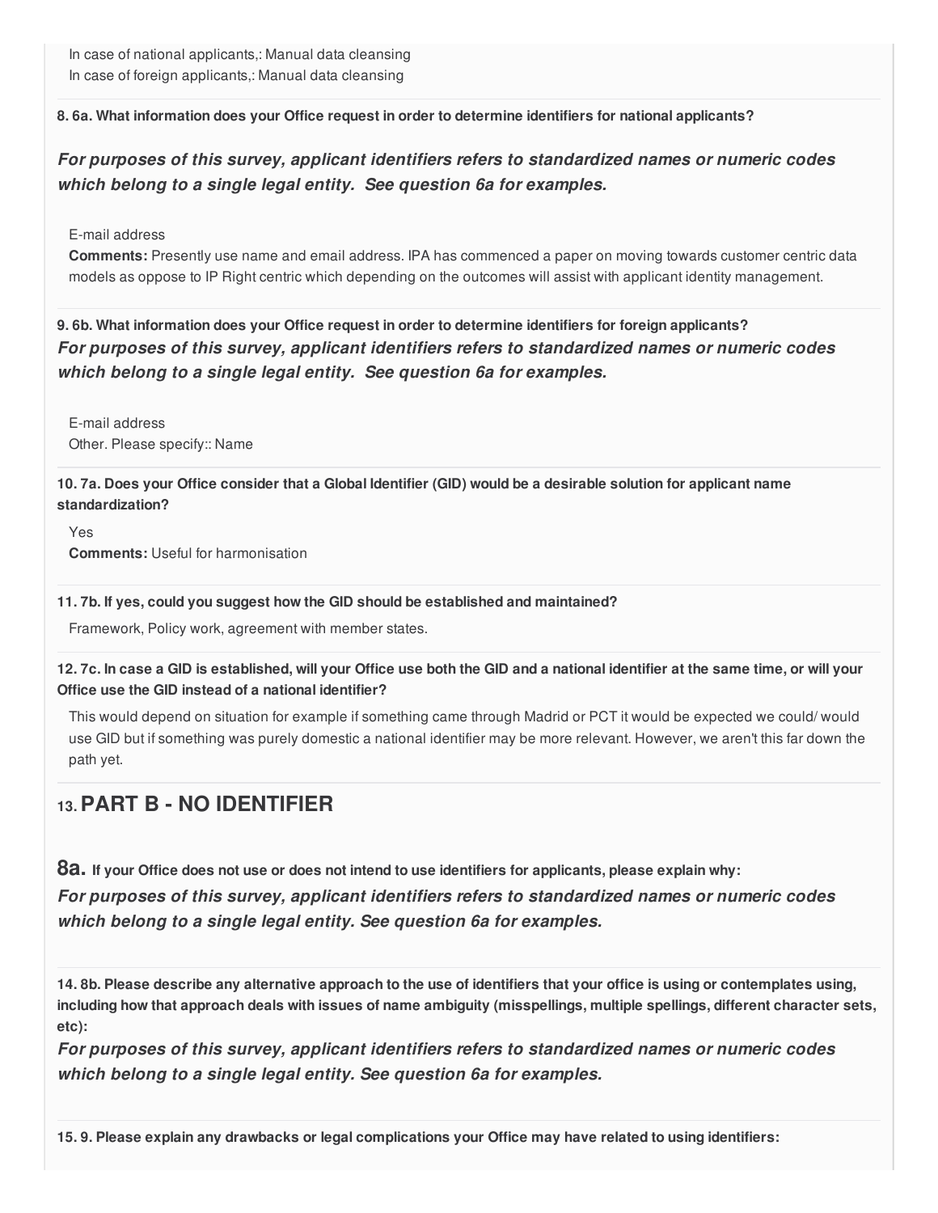In case of national applicants,: Manual data cleansing
In case of foreign applicants,: Manual data cleansing

**8. 6a. What information does your Office request in order to determine identifiers for national applicants?**

***For purposes of this survey, applicant identifiers refers to standardized names or numeric codes which belong to a single legal entity. See question 6a for examples.***

E-mail address
**Comments:** Presently use name and email address. IPA has commenced a paper on moving towards customer centric data models as oppose to IP Right centric which depending on the outcomes will assist with applicant identity management.

**9. 6b. What information does your Office request in order to determine identifiers for foreign applicants?**
***For purposes of this survey, applicant identifiers refers to standardized names or numeric codes which belong to a single legal entity. See question 6a for examples.***

E-mail address
Other. Please specify:: Name

**10. 7a. Does your Office consider that a Global Identifier (GID) would be a desirable solution for applicant name standardization?**

Yes
**Comments:** Useful for harmonisation

**11. 7b. If yes, could you suggest how the GID should be established and maintained?**

Framework, Policy work, agreement with member states.

**12. 7c. In case a GID is established, will your Office use both the GID and a national identifier at the same time, or will your Office use the GID instead of a national identifier?**

This would depend on situation for example if something came through Madrid or PCT it would be expected we could/ would use GID but if something was purely domestic a national identifier may be more relevant. However, we aren't this far down the path yet.

## 13. PART B - NO IDENTIFIER

**8a. If your Office does not use or does not intend to use identifiers for applicants, please explain why:**
***For purposes of this survey, applicant identifiers refers to standardized names or numeric codes which belong to a single legal entity. See question 6a for examples.***

**14. 8b. Please describe any alternative approach to the use of identifiers that your office is using or contemplates using, including how that approach deals with issues of name ambiguity (misspellings, multiple spellings, different character sets, etc):**
***For purposes of this survey, applicant identifiers refers to standardized names or numeric codes which belong to a single legal entity. See question 6a for examples.***

**15. 9. Please explain any drawbacks or legal complications your Office may have related to using identifiers:**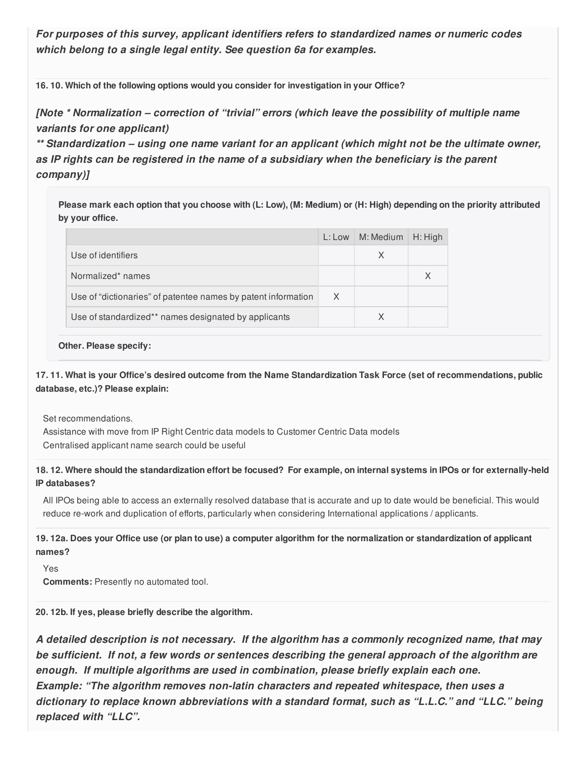***For purposes of this survey, applicant identifiers refers to standardized names or numeric codes which belong to a single legal entity. See question 6a for examples.***

**16. 10. Which of the following options would you consider for investigation in your Office?**

***[Note * Normalization – correction of "trivial" errors (which leave the possibility of multiple name variants for one applicant)***
***** Standardization – using one name variant for an applicant (which might not be the ultimate owner, as IP rights can be registered in the name of a subsidiary when the beneficiary is the parent company)]***

**Please mark each option that you choose with (L: Low), (M: Medium) or (H: High) depending on the priority attributed by your office.**

| | L: Low | M: Medium | H: High |
|---|---|---|---|
| Use of identifiers | | X | |
| Normalized* names | | | X |
| Use of "dictionaries" of patentee names by patent information | X | | |
| Use of standardized** names designated by applicants | | X | |

**Other. Please specify:**

**17. 11. What is your Office's desired outcome from the Name Standardization Task Force (set of recommendations, public database, etc.)? Please explain:**

Set recommendations.
Assistance with move from IP Right Centric data models to Customer Centric Data models
Centralised applicant name search could be useful

**18. 12. Where should the standardization effort be focused? For example, on internal systems in IPOs or for externally-held IP databases?**

All IPOs being able to access an externally resolved database that is accurate and up to date would be beneficial. This would reduce re-work and duplication of efforts, particularly when considering International applications / applicants.

**19. 12a. Does your Office use (or plan to use) a computer algorithm for the normalization or standardization of applicant names?**

Yes
**Comments:** Presently no automated tool.

**20. 12b. If yes, please briefly describe the algorithm.**

***A detailed description is not necessary. If the algorithm has a commonly recognized name, that may be sufficient. If not, a few words or sentences describing the general approach of the algorithm are enough. If multiple algorithms are used in combination, please briefly explain each one.***
***Example: "The algorithm removes non-latin characters and repeated whitespace, then uses a dictionary to replace known abbreviations with a standard format, such as "L.L.C." and "LLC." being replaced with "LLC".***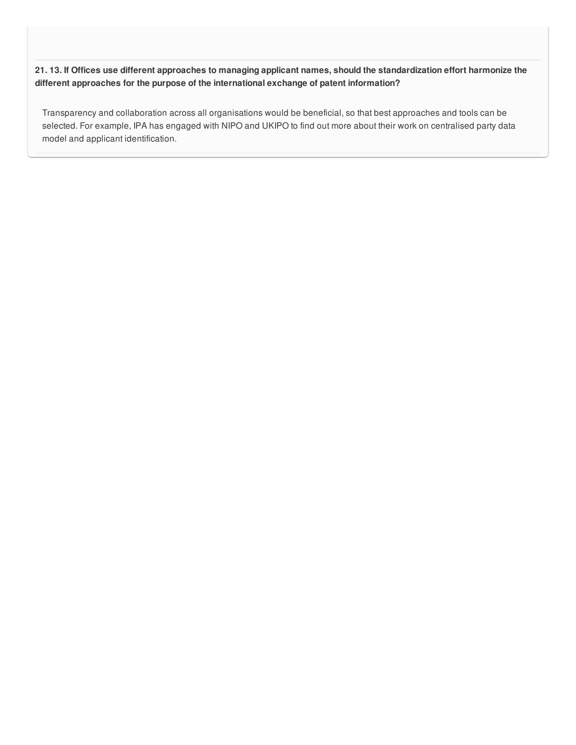**21. 13. If Offices use different approaches to managing applicant names, should the standardization effort harmonize the different approaches for the purpose of the international exchange of patent information?**

Transparency and collaboration across all organisations would be beneficial, so that best approaches and tools can be selected. For example, IPA has engaged with NIPO and UKIPO to find out more about their work on centralised party data model and applicant identification.